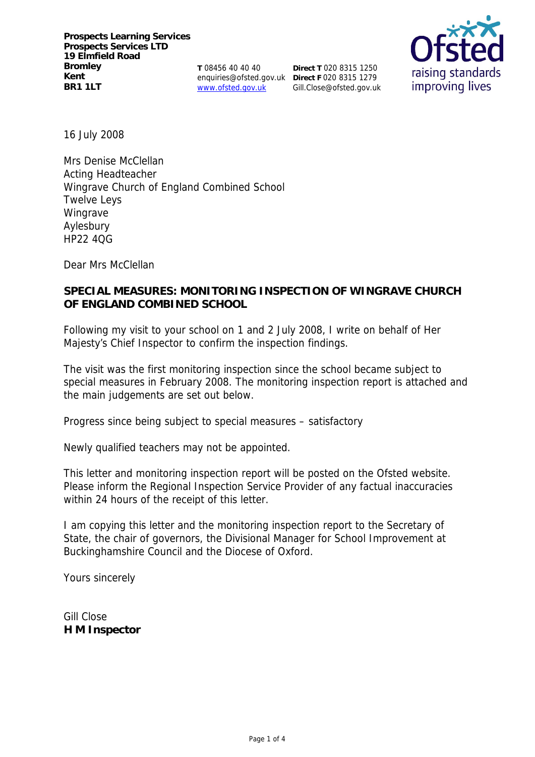**Prospects Learning Services**
**Prospects Services LTD**
**19 Elmfield Road**
**Bromley**
**Kent**
**BR1 1LT**

**T** 08456 40 40 40
enquiries@ofsted.gov.uk
www.ofsted.gov.uk

**Direct T** 020 8315 1250
**Direct F** 020 8315 1279
Gill.Close@ofsted.gov.uk

Ofsted
raising standards improving lives

16 July 2008

Mrs Denise McClellan
Acting Headteacher
Wingrave Church of England Combined School
Twelve Leys
Wingrave
Aylesbury
HP22 4QG

Dear Mrs McClellan

**SPECIAL MEASURES: MONITORING INSPECTION OF WINGRAVE CHURCH OF ENGLAND COMBINED SCHOOL**

Following my visit to your school on 1 and 2 July 2008, I write on behalf of Her Majesty's Chief Inspector to confirm the inspection findings.

The visit was the first monitoring inspection since the school became subject to special measures in February 2008. The monitoring inspection report is attached and the main judgements are set out below.

Progress since being subject to special measures – satisfactory

Newly qualified teachers may not be appointed.

This letter and monitoring inspection report will be posted on the Ofsted website. Please inform the Regional Inspection Service Provider of any factual inaccuracies within 24 hours of the receipt of this letter.

I am copying this letter and the monitoring inspection report to the Secretary of State, the chair of governors, the Divisional Manager for School Improvement at Buckinghamshire Council and the Diocese of Oxford.

Yours sincerely

Gill Close
**H M Inspector**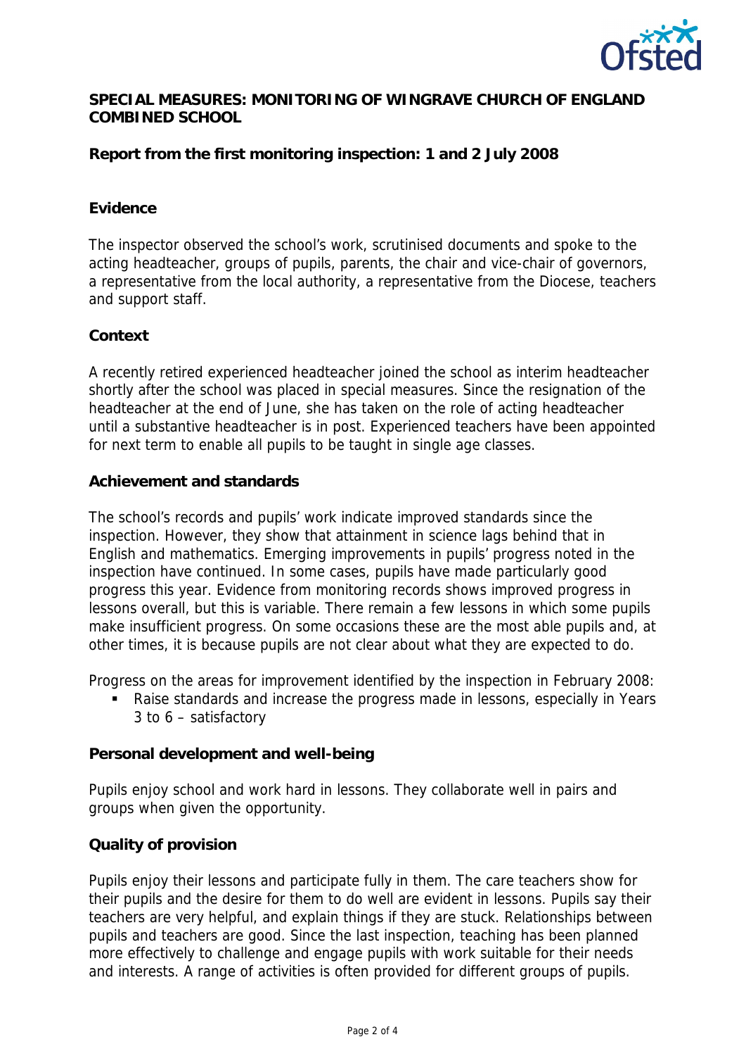**SPECIAL MEASURES: MONITORING OF WINGRAVE CHURCH OF ENGLAND COMBINED SCHOOL**

**Report from the first monitoring inspection: 1 and 2 July 2008**

## Evidence

The inspector observed the school's work, scrutinised documents and spoke to the acting headteacher, groups of pupils, parents, the chair and vice-chair of governors, a representative from the local authority, a representative from the Diocese, teachers and support staff.

## Context

A recently retired experienced headteacher joined the school as interim headteacher shortly after the school was placed in special measures. Since the resignation of the headteacher at the end of June, she has taken on the role of acting headteacher until a substantive headteacher is in post. Experienced teachers have been appointed for next term to enable all pupils to be taught in single age classes.

## Achievement and standards

The school's records and pupils' work indicate improved standards since the inspection. However, they show that attainment in science lags behind that in English and mathematics. Emerging improvements in pupils' progress noted in the inspection have continued. In some cases, pupils have made particularly good progress this year. Evidence from monitoring records shows improved progress in lessons overall, but this is variable. There remain a few lessons in which some pupils make insufficient progress. On some occasions these are the most able pupils and, at other times, it is because pupils are not clear about what they are expected to do.

Progress on the areas for improvement identified by the inspection in February 2008:

- Raise standards and increase the progress made in lessons, especially in Years 3 to 6 – satisfactory

## Personal development and well-being

Pupils enjoy school and work hard in lessons. They collaborate well in pairs and groups when given the opportunity.

## Quality of provision

Pupils enjoy their lessons and participate fully in them. The care teachers show for their pupils and the desire for them to do well are evident in lessons. Pupils say their teachers are very helpful, and explain things if they are stuck. Relationships between pupils and teachers are good. Since the last inspection, teaching has been planned more effectively to challenge and engage pupils with work suitable for their needs and interests. A range of activities is often provided for different groups of pupils.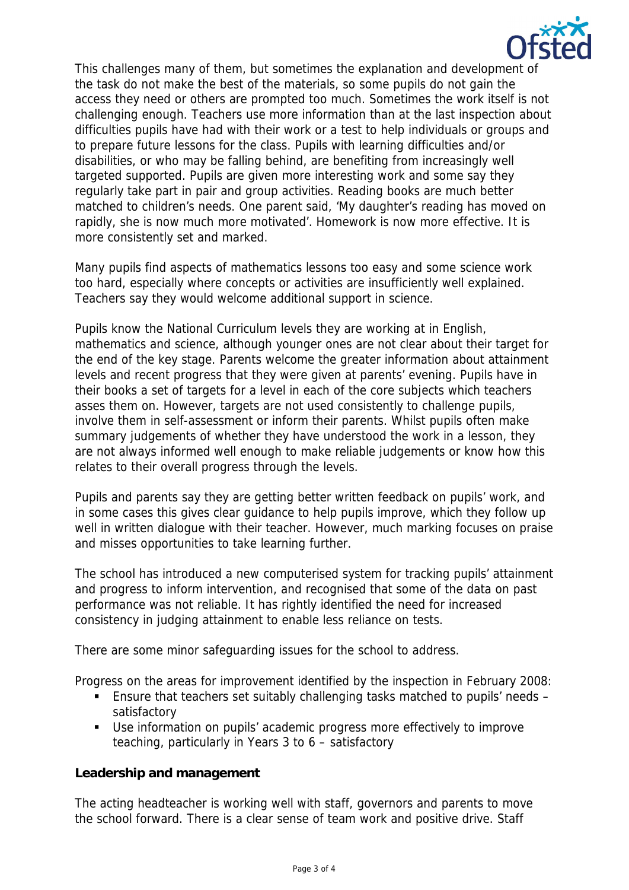This challenges many of them, but sometimes the explanation and development of the task do not make the best of the materials, so some pupils do not gain the access they need or others are prompted too much. Sometimes the work itself is not challenging enough. Teachers use more information than at the last inspection about difficulties pupils have had with their work or a test to help individuals or groups and to prepare future lessons for the class. Pupils with learning difficulties and/or disabilities, or who may be falling behind, are benefiting from increasingly well targeted supported. Pupils are given more interesting work and some say they regularly take part in pair and group activities. Reading books are much better matched to children's needs. One parent said, 'My daughter's reading has moved on rapidly, she is now much more motivated'. Homework is now more effective. It is more consistently set and marked.

Many pupils find aspects of mathematics lessons too easy and some science work too hard, especially where concepts or activities are insufficiently well explained. Teachers say they would welcome additional support in science.

Pupils know the National Curriculum levels they are working at in English, mathematics and science, although younger ones are not clear about their target for the end of the key stage. Parents welcome the greater information about attainment levels and recent progress that they were given at parents' evening. Pupils have in their books a set of targets for a level in each of the core subjects which teachers asses them on. However, targets are not used consistently to challenge pupils, involve them in self-assessment or inform their parents. Whilst pupils often make summary judgements of whether they have understood the work in a lesson, they are not always informed well enough to make reliable judgements or know how this relates to their overall progress through the levels.

Pupils and parents say they are getting better written feedback on pupils' work, and in some cases this gives clear guidance to help pupils improve, which they follow up well in written dialogue with their teacher. However, much marking focuses on praise and misses opportunities to take learning further.

The school has introduced a new computerised system for tracking pupils' attainment and progress to inform intervention, and recognised that some of the data on past performance was not reliable. It has rightly identified the need for increased consistency in judging attainment to enable less reliance on tests.

There are some minor safeguarding issues for the school to address.

Progress on the areas for improvement identified by the inspection in February 2008:

- Ensure that teachers set suitably challenging tasks matched to pupils' needs – satisfactory
- Use information on pupils' academic progress more effectively to improve teaching, particularly in Years 3 to 6 – satisfactory

**Leadership and management**

The acting headteacher is working well with staff, governors and parents to move the school forward. There is a clear sense of team work and positive drive. Staff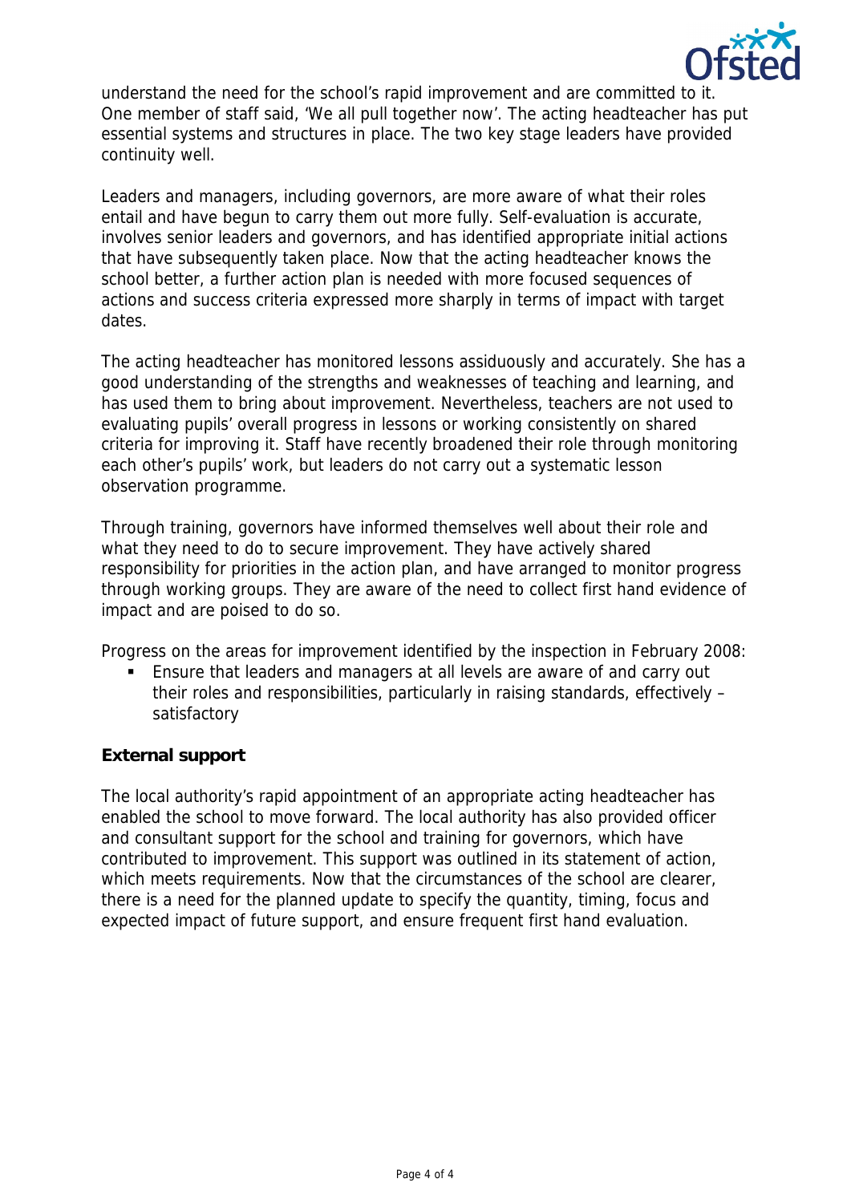understand the need for the school's rapid improvement and are committed to it. One member of staff said, 'We all pull together now'. The acting headteacher has put essential systems and structures in place. The two key stage leaders have provided continuity well.

Leaders and managers, including governors, are more aware of what their roles entail and have begun to carry them out more fully. Self-evaluation is accurate, involves senior leaders and governors, and has identified appropriate initial actions that have subsequently taken place. Now that the acting headteacher knows the school better, a further action plan is needed with more focused sequences of actions and success criteria expressed more sharply in terms of impact with target dates.

The acting headteacher has monitored lessons assiduously and accurately. She has a good understanding of the strengths and weaknesses of teaching and learning, and has used them to bring about improvement. Nevertheless, teachers are not used to evaluating pupils' overall progress in lessons or working consistently on shared criteria for improving it. Staff have recently broadened their role through monitoring each other's pupils' work, but leaders do not carry out a systematic lesson observation programme.

Through training, governors have informed themselves well about their role and what they need to do to secure improvement. They have actively shared responsibility for priorities in the action plan, and have arranged to monitor progress through working groups. They are aware of the need to collect first hand evidence of impact and are poised to do so.

Progress on the areas for improvement identified by the inspection in February 2008:

- Ensure that leaders and managers at all levels are aware of and carry out their roles and responsibilities, particularly in raising standards, effectively – satisfactory

**External support**

The local authority's rapid appointment of an appropriate acting headteacher has enabled the school to move forward. The local authority has also provided officer and consultant support for the school and training for governors, which have contributed to improvement. This support was outlined in its statement of action, which meets requirements. Now that the circumstances of the school are clearer, there is a need for the planned update to specify the quantity, timing, focus and expected impact of future support, and ensure frequent first hand evaluation.